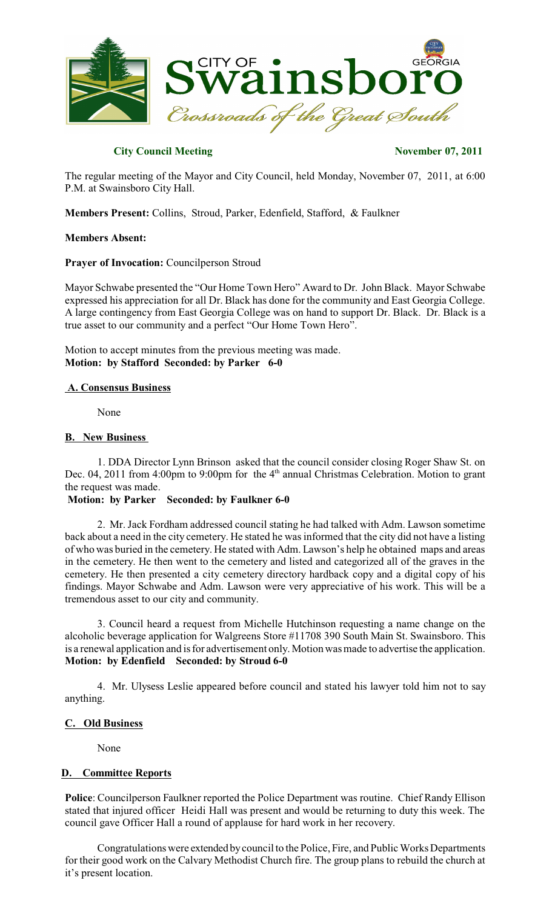**City Council Meeting** **November 07, 2011**

The regular meeting of the Mayor and City Council, held Monday, November 07, 2011, at 6:00 P.M. at Swainsboro City Hall.

**Members Present:** Collins, Stroud, Parker, Edenfield, Stafford, & Faulkner

**Members Absent:**

**Prayer of Invocation:** Councilperson Stroud

Mayor Schwabe presented the "Our Home Town Hero" Award to Dr. John Black. Mayor Schwabe expressed his appreciation for all Dr. Black has done for the community and East Georgia College. A large contingency from East Georgia College was on hand to support Dr. Black. Dr. Black is a true asset to our community and a perfect "Our Home Town Hero".

Motion to accept minutes from the previous meeting was made.
**Motion: by Stafford Seconded: by Parker 6-0**

**A. Consensus Business**

None

**B. New Business**

1. DDA Director Lynn Brinson asked that the council consider closing Roger Shaw St. on Dec. 04, 2011 from 4:00pm to 9:00pm for the 4th annual Christmas Celebration. Motion to grant the request was made.

**Motion: by Parker Seconded: by Faulkner 6-0**

2. Mr. Jack Fordham addressed council stating he had talked with Adm. Lawson sometime back about a need in the city cemetery. He stated he was informed that the city did not have a listing of who was buried in the cemetery. He stated with Adm. Lawson's help he obtained maps and areas in the cemetery. He then went to the cemetery and listed and categorized all of the graves in the cemetery. He then presented a city cemetery directory hardback copy and a digital copy of his findings. Mayor Schwabe and Adm. Lawson were very appreciative of his work. This will be a tremendous asset to our city and community.

3. Council heard a request from Michelle Hutchinson requesting a name change on the alcoholic beverage application for Walgreens Store #11708 390 South Main St. Swainsboro. This is a renewal application and is for advertisement only. Motion was made to advertise the application.
**Motion: by Edenfield Seconded: by Stroud 6-0**

4. Mr. Ulysess Leslie appeared before council and stated his lawyer told him not to say anything.

**C. Old Business**

None

**D. Committee Reports**

**Police**: Councilperson Faulkner reported the Police Department was routine. Chief Randy Ellison stated that injured officer Heidi Hall was present and would be returning to duty this week. The council gave Officer Hall a round of applause for hard work in her recovery.

Congratulations were extended by council to the Police, Fire, and Public Works Departments for their good work on the Calvary Methodist Church fire. The group plans to rebuild the church at it's present location.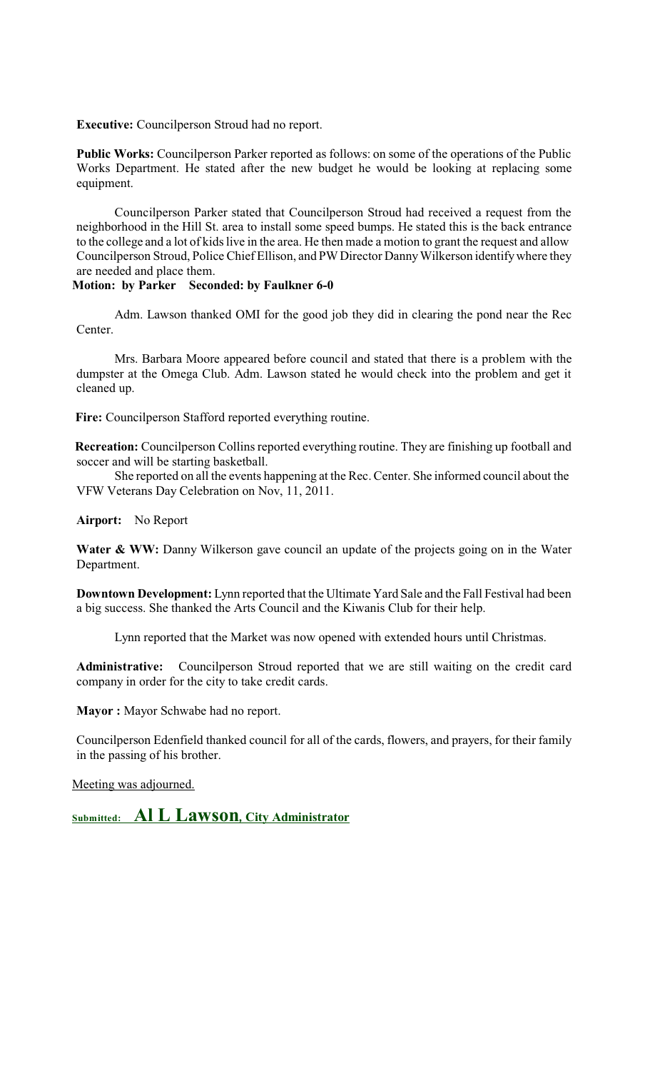**Executive:** Councilperson Stroud had no report.

**Public Works:** Councilperson Parker reported as follows: on some of the operations of the Public Works Department. He stated after the new budget he would be looking at replacing some equipment.

Councilperson Parker stated that Councilperson Stroud had received a request from the neighborhood in the Hill St. area to install some speed bumps. He stated this is the back entrance to the college and a lot of kids live in the area. He then made a motion to grant the request and allow Councilperson Stroud, Police Chief Ellison, and PW Director Danny Wilkerson identify where they are needed and place them.

**Motion: by Parker Seconded: by Faulkner 6-0**

Adm. Lawson thanked OMI for the good job they did in clearing the pond near the Rec Center.

Mrs. Barbara Moore appeared before council and stated that there is a problem with the dumpster at the Omega Club. Adm. Lawson stated he would check into the problem and get it cleaned up.

**Fire:** Councilperson Stafford reported everything routine.

**Recreation:** Councilperson Collins reported everything routine. They are finishing up football and soccer and will be starting basketball.

She reported on all the events happening at the Rec. Center. She informed council about the VFW Veterans Day Celebration on Nov, 11, 2011.

**Airport:** No Report

**Water & WW:** Danny Wilkerson gave council an update of the projects going on in the Water Department.

**Downtown Development:** Lynn reported that the Ultimate Yard Sale and the Fall Festival had been a big success. She thanked the Arts Council and the Kiwanis Club for their help.

Lynn reported that the Market was now opened with extended hours until Christmas.

**Administrative:** Councilperson Stroud reported that we are still waiting on the credit card company in order for the city to take credit cards.

**Mayor :** Mayor Schwabe had no report.

Councilperson Edenfield thanked council for all of the cards, flowers, and prayers, for their family in the passing of his brother.

Meeting was adjourned.

**Submitted: Al L Lawson, City Administrator**